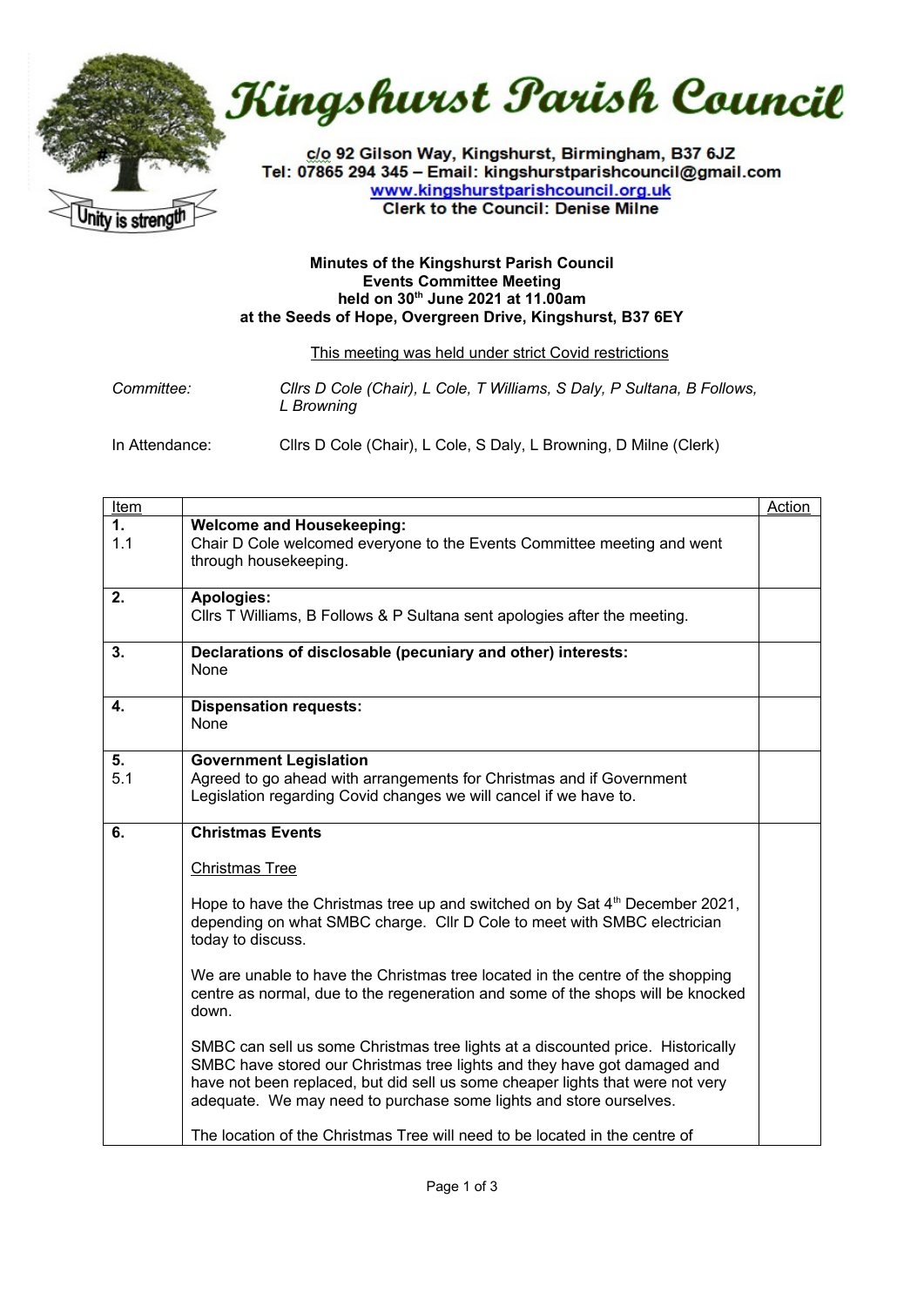# Kingshurst Parish Council

c/o 92 Gilson Way, Kingshurst, Birmingham, B37 6JZ
Tel: 07865 294 345 – Email: kingshurstparishcouncil@gmail.com
www.kingshurstparishcouncil.org.uk
Clerk to the Council: Denise Milne

Unity is strength

**Minutes of the Kingshurst Parish Council**
**Events Committee Meeting**
**held on 30th June 2021 at 11.00am**
**at the Seeds of Hope, Overgreen Drive, Kingshurst, B37 6EY**

This meeting was held under strict Covid restrictions

*Committee:* *Cllrs D Cole (Chair), L Cole, T Williams, S Daly, P Sultana, B Follows, L Browning*

In Attendance: Cllrs D Cole (Chair), L Cole, S Daly, L Browning, D Milne (Clerk)

| Item | | Action |
|---|---|---|
| **1.**<br>1.1 | **Welcome and Housekeeping:**<br>Chair D Cole welcomed everyone to the Events Committee meeting and went through housekeeping. | |
| **2.** | **Apologies:**<br>Cllrs T Williams, B Follows & P Sultana sent apologies after the meeting. | |
| **3.** | **Declarations of disclosable (pecuniary and other) interests:**<br>None | |
| **4.** | **Dispensation requests:**<br>None | |
| **5.**<br>5.1 | **Government Legislation**<br>Agreed to go ahead with arrangements for Christmas and if Government Legislation regarding Covid changes we will cancel if we have to. | |
| **6.** | **Christmas Events**<br><br>Christmas Tree<br><br>Hope to have the Christmas tree up and switched on by Sat 4th December 2021, depending on what SMBC charge. Cllr D Cole to meet with SMBC electrician today to discuss.<br><br>We are unable to have the Christmas tree located in the centre of the shopping centre as normal, due to the regeneration and some of the shops will be knocked down.<br><br>SMBC can sell us some Christmas tree lights at a discounted price. Historically SMBC have stored our Christmas tree lights and they have got damaged and have not been replaced, but did sell us some cheaper lights that were not very adequate. We may need to purchase some lights and store ourselves.<br><br>The location of the Christmas Tree will need to be located in the centre of | |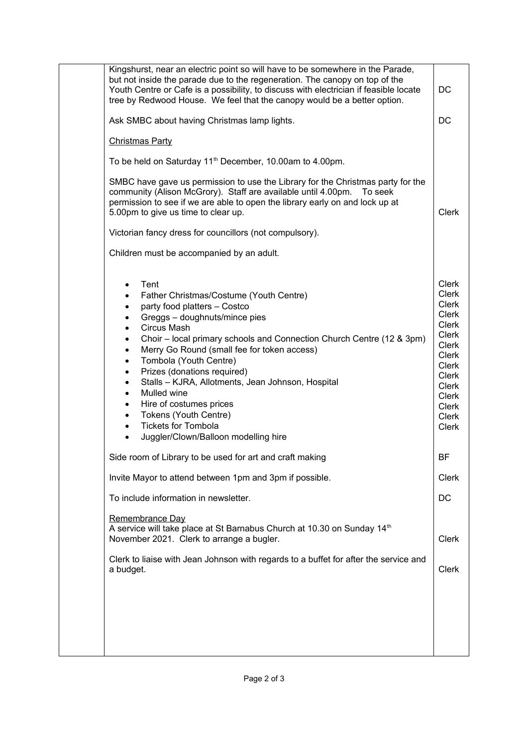| | | |
|---|---|---|
| | Kingshurst, near an electric point so will have to be somewhere in the Parade, but not inside the parade due to the regeneration. The canopy on top of the Youth Centre or Cafe is a possibility, to discuss with electrician if feasible locate tree by Redwood House. We feel that the canopy would be a better option. | DC |
| | Ask SMBC about having Christmas lamp lights. | DC |
| | <u>Christmas Party</u> | |
| | To be held on Saturday 11th December, 10.00am to 4.00pm. | |
| | SMBC have gave us permission to use the Library for the Christmas party for the community (Alison McGrory). Staff are available until 4.00pm. To seek permission to see if we are able to open the library early on and lock up at 5.00pm to give us time to clear up. | Clerk |
| | Victorian fancy dress for councillors (not compulsory). | |
| | Children must be accompanied by an adult. | |
| | • Tent | Clerk |
| | • Father Christmas/Costume (Youth Centre) | Clerk |
| | • party food platters – Costco | Clerk |
| | • Greggs – doughnuts/mince pies | Clerk |
| | • Circus Mash | Clerk |
| | • Choir – local primary schools and Connection Church Centre (12 & 3pm) | Clerk |
| | • Merry Go Round (small fee for token access) | Clerk |
| | • Tombola (Youth Centre) | Clerk |
| | • Prizes (donations required) | Clerk |
| | • Stalls – KJRA, Allotments, Jean Johnson, Hospital | Clerk |
| | • Mulled wine | Clerk |
| | • Hire of costumes prices | Clerk |
| | • Tokens (Youth Centre) | Clerk |
| | • Tickets for Tombola | Clerk |
| | • Juggler/Clown/Balloon modelling hire | Clerk |
| | Side room of Library to be used for art and craft making | BF |
| | Invite Mayor to attend between 1pm and 3pm if possible. | Clerk |
| | To include information in newsletter. | DC |
| | <u>Remembrance Day</u><br>A service will take place at St Barnabus Church at 10.30 on Sunday 14th November 2021. Clerk to arrange a bugler. | Clerk |
| | Clerk to liaise with Jean Johnson with regards to a buffet for after the service and a budget. | Clerk |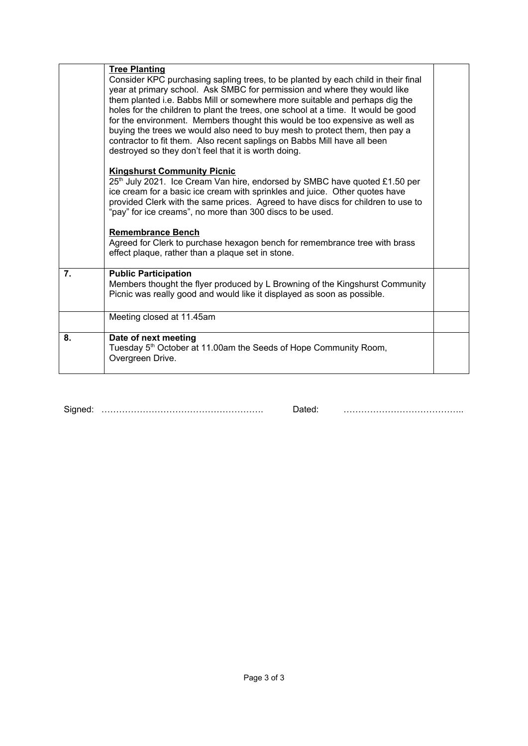| | | |
|---|---|---|
| | **Tree Planting**<br>Consider KPC purchasing sapling trees, to be planted by each child in their final year at primary school. Ask SMBC for permission and where they would like them planted i.e. Babbs Mill or somewhere more suitable and perhaps dig the holes for the children to plant the trees, one school at a time. It would be good for the environment. Members thought this would be too expensive as well as buying the trees we would also need to buy mesh to protect them, then pay a contractor to fit them. Also recent saplings on Babbs Mill have all been destroyed so they don't feel that it is worth doing.<br><br>**Kingshurst Community Picnic**<br>25th July 2021. Ice Cream Van hire, endorsed by SMBC have quoted £1.50 per ice cream for a basic ice cream with sprinkles and juice. Other quotes have provided Clerk with the same prices. Agreed to have discs for children to use to "pay" for ice creams", no more than 300 discs to be used.<br><br>**Remembrance Bench**<br>Agreed for Clerk to purchase hexagon bench for remembrance tree with brass effect plaque, rather than a plaque set in stone. | |
| **7.** | **Public Participation**<br>Members thought the flyer produced by L Browning of the Kingshurst Community Picnic was really good and would like it displayed as soon as possible. | |
| | Meeting closed at 11.45am | |
| **8.** | **Date of next meeting**<br>Tuesday 5th October at 11.00am the Seeds of Hope Community Room, Overgreen Drive. | |

Signed: ………………………………………………  Dated: …………………………………..